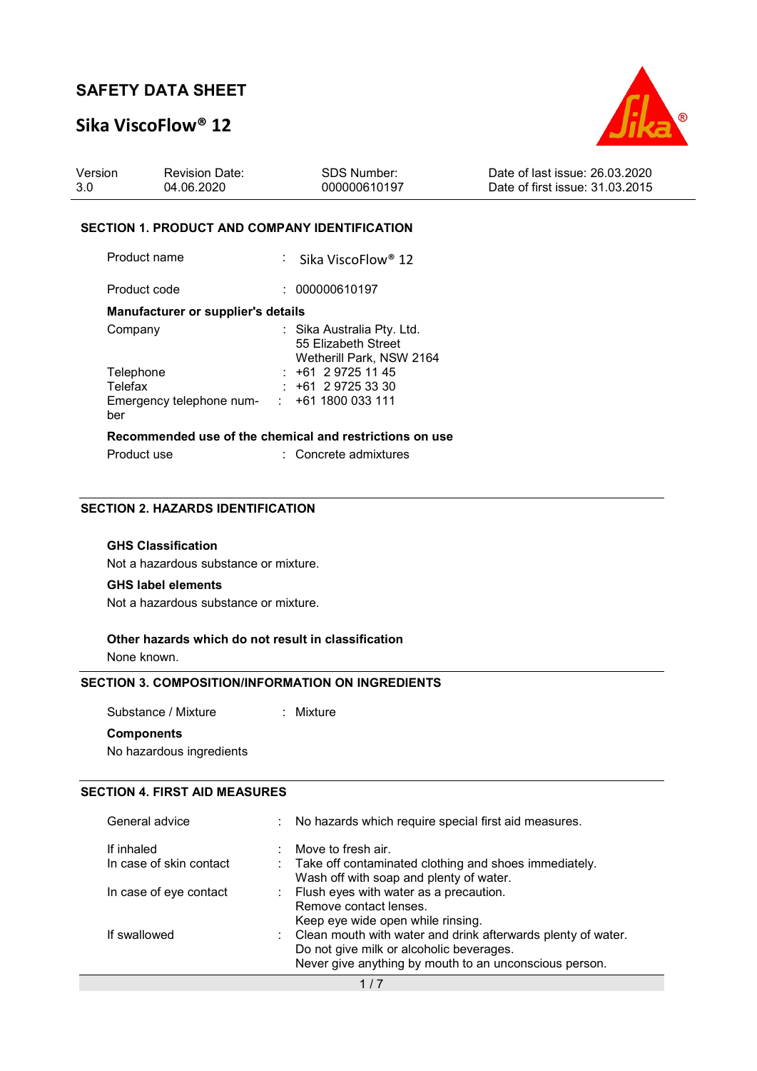# SAFETY DATA SHEET

## Sika ViscoFlow® 12

| Version | Revision Date: | SDS Number: | Date of last issue: 26.03.2020 |
|---|---|---|---|
| 3.0 | 04.06.2020 | 000000610197 | Date of first issue: 31.03.2015 |

### SECTION 1. PRODUCT AND COMPANY IDENTIFICATION

| | | |
|---|---|---|
| Product name | : | Sika ViscoFlow® 12 |
| Product code | : | 000000610197 |

**Manufacturer or supplier's details**

| | | |
|---|---|---|
| Company | : | Sika Australia Pty. Ltd.<br>55 Elizabeth Street<br>Wetherill Park, NSW 2164 |
| Telephone | : | +61 2 9725 11 45 |
| Telefax | : | +61 2 9725 33 30 |
| Emergency telephone number | : | +61 1800 033 111 |

**Recommended use of the chemical and restrictions on use**

| | | |
|---|---|---|
| Product use | : | Concrete admixtures |

### SECTION 2. HAZARDS IDENTIFICATION

**GHS Classification**

Not a hazardous substance or mixture.

**GHS label elements**

Not a hazardous substance or mixture.

**Other hazards which do not result in classification**

None known.

### SECTION 3. COMPOSITION/INFORMATION ON INGREDIENTS

| | | |
|---|---|---|
| Substance / Mixture | : | Mixture |

**Components**

No hazardous ingredients

### SECTION 4. FIRST AID MEASURES

| | | |
|---|---|---|
| General advice | : | No hazards which require special first aid measures. |
| If inhaled | : | Move to fresh air. |
| In case of skin contact | : | Take off contaminated clothing and shoes immediately.<br>Wash off with soap and plenty of water. |
| In case of eye contact | : | Flush eyes with water as a precaution.<br>Remove contact lenses.<br>Keep eye wide open while rinsing. |
| If swallowed | : | Clean mouth with water and drink afterwards plenty of water.<br>Do not give milk or alcoholic beverages.<br>Never give anything by mouth to an unconscious person. |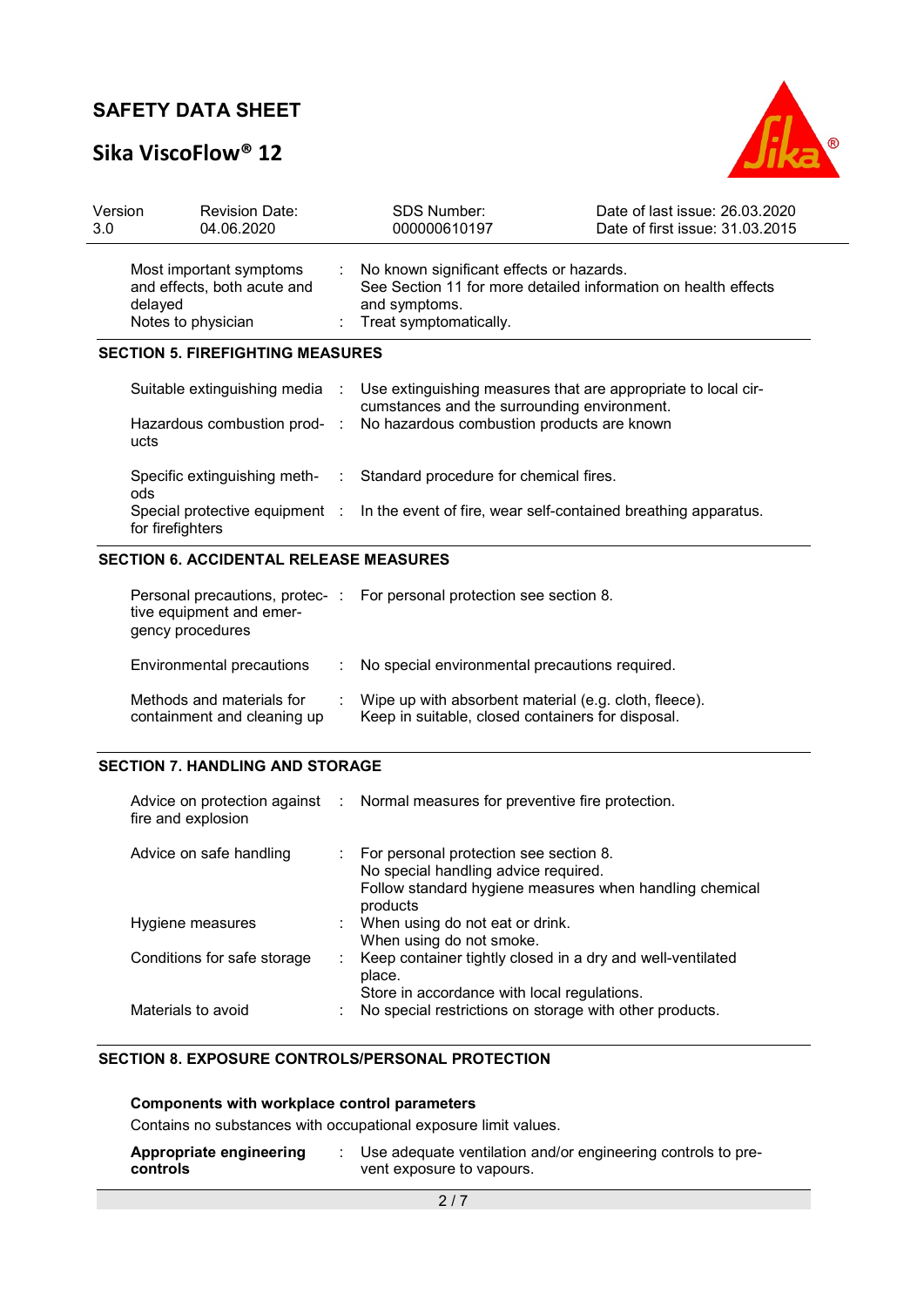| | | |
|---|---|---|
| Most important symptoms and effects, both acute and delayed | : | No known significant effects or hazards. See Section 11 for more detailed information on health effects and symptoms. |
| Notes to physician | : | Treat symptomatically. |

## SECTION 5. FIREFIGHTING MEASURES

| | | |
|---|---|---|
| Suitable extinguishing media | : | Use extinguishing measures that are appropriate to local circumstances and the surrounding environment. |
| Hazardous combustion products | : | No hazardous combustion products are known |
| Specific extinguishing methods | : | Standard procedure for chemical fires. |
| Special protective equipment for firefighters | : | In the event of fire, wear self-contained breathing apparatus. |

## SECTION 6. ACCIDENTAL RELEASE MEASURES

| | | |
|---|---|---|
| Personal precautions, protective equipment and emergency procedures | : | For personal protection see section 8. |
| Environmental precautions | : | No special environmental precautions required. |
| Methods and materials for containment and cleaning up | : | Wipe up with absorbent material (e.g. cloth, fleece). Keep in suitable, closed containers for disposal. |

## SECTION 7. HANDLING AND STORAGE

| | | |
|---|---|---|
| Advice on protection against fire and explosion | : | Normal measures for preventive fire protection. |
| Advice on safe handling | : | For personal protection see section 8. No special handling advice required. Follow standard hygiene measures when handling chemical products |
| Hygiene measures | : | When using do not eat or drink. When using do not smoke. |
| Conditions for safe storage | : | Keep container tightly closed in a dry and well-ventilated place. Store in accordance with local regulations. |
| Materials to avoid | : | No special restrictions on storage with other products. |

## SECTION 8. EXPOSURE CONTROLS/PERSONAL PROTECTION

**Components with workplace control parameters**

Contains no substances with occupational exposure limit values.

| | | |
|---|---|---|
| **Appropriate engineering controls** | : | Use adequate ventilation and/or engineering controls to prevent exposure to vapours. |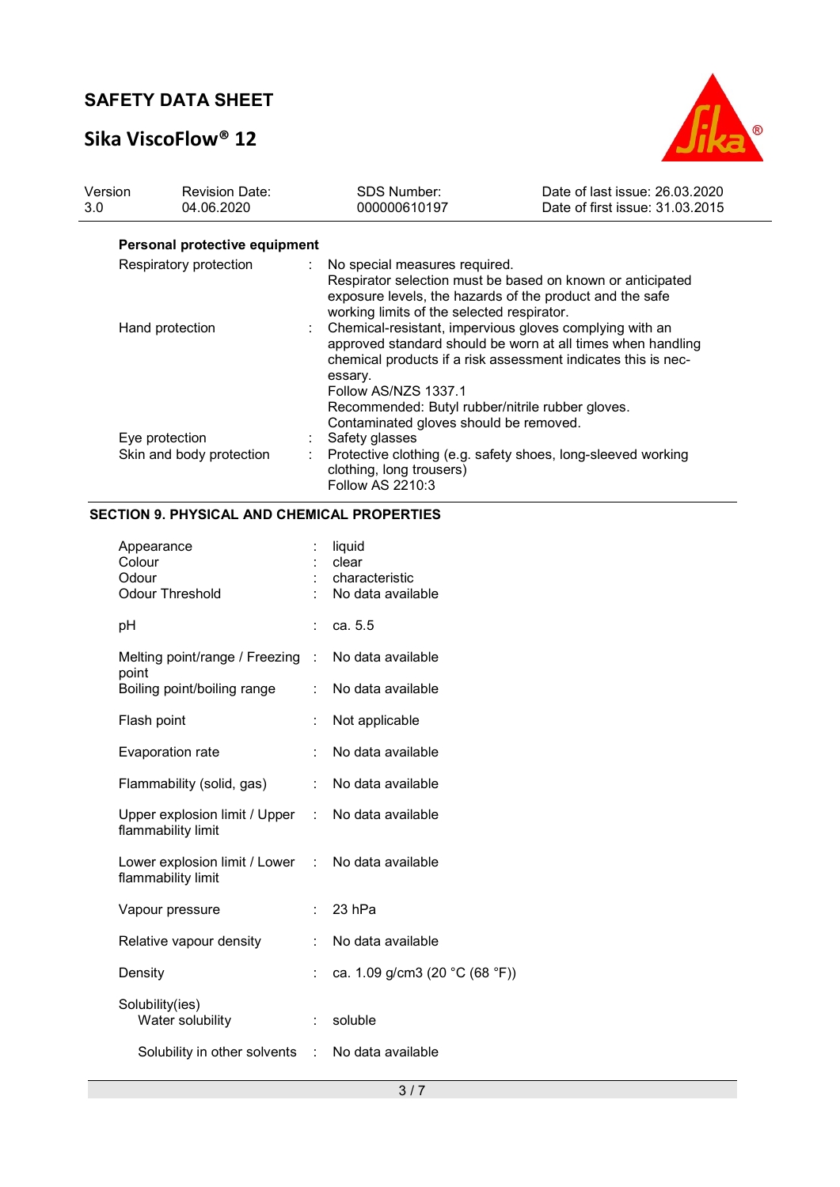### Personal protective equipment

| | | |
|---|---|---|
| Respiratory protection | : | No special measures required. Respirator selection must be based on known or anticipated exposure levels, the hazards of the product and the safe working limits of the selected respirator. |
| Hand protection | : | Chemical-resistant, impervious gloves complying with an approved standard should be worn at all times when handling chemical products if a risk assessment indicates this is necessary. Follow AS/NZS 1337.1 Recommended: Butyl rubber/nitrile rubber gloves. Contaminated gloves should be removed. |
| Eye protection | : | Safety glasses |
| Skin and body protection | : | Protective clothing (e.g. safety shoes, long-sleeved working clothing, long trousers) Follow AS 2210:3 |

## SECTION 9. PHYSICAL AND CHEMICAL PROPERTIES

| | | |
|---|---|---|
| Appearance | : | liquid |
| Colour | : | clear |
| Odour | : | characteristic |
| Odour Threshold | : | No data available |
| pH | : | ca. 5.5 |
| Melting point/range / Freezing point | : | No data available |
| Boiling point/boiling range | : | No data available |
| Flash point | : | Not applicable |
| Evaporation rate | : | No data available |
| Flammability (solid, gas) | : | No data available |
| Upper explosion limit / Upper flammability limit | : | No data available |
| Lower explosion limit / Lower flammability limit | : | No data available |
| Vapour pressure | : | 23 hPa |
| Relative vapour density | : | No data available |
| Density | : | ca. 1.09 g/cm3 (20 °C (68 °F)) |
| Solubility(ies) Water solubility | : | soluble |
| Solubility in other solvents | : | No data available |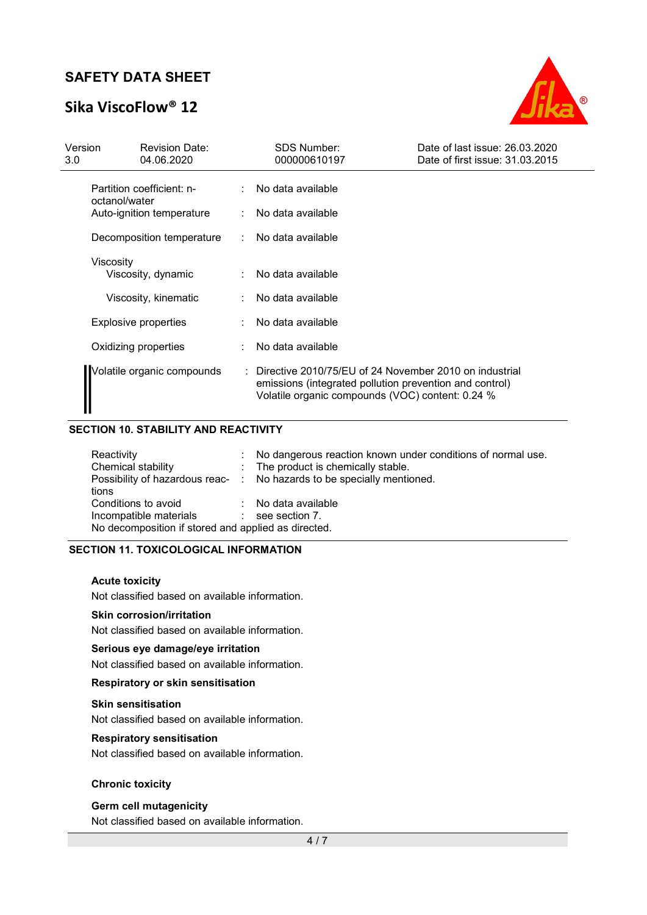| | | |
|---|---|---|
| Partition coefficient: n-octanol/water | : | No data available |
| Auto-ignition temperature | : | No data available |
| Decomposition temperature | : | No data available |
| Viscosity | | |
| Viscosity, dynamic | : | No data available |
| Viscosity, kinematic | : | No data available |
| Explosive properties | : | No data available |
| Oxidizing properties | : | No data available |
| Volatile organic compounds | : | Directive 2010/75/EU of 24 November 2010 on industrial emissions (integrated pollution prevention and control)<br>Volatile organic compounds (VOC) content: 0.24 % |

## SECTION 10. STABILITY AND REACTIVITY

| | | |
|---|---|---|
| Reactivity | : | No dangerous reaction known under conditions of normal use. |
| Chemical stability | : | The product is chemically stable. |
| Possibility of hazardous reactions | : | No hazards to be specially mentioned. |
| Conditions to avoid | : | No data available |
| Incompatible materials | : | see section 7. |

No decomposition if stored and applied as directed.

## SECTION 11. TOXICOLOGICAL INFORMATION

**Acute toxicity**

Not classified based on available information.

**Skin corrosion/irritation**

Not classified based on available information.

**Serious eye damage/eye irritation**

Not classified based on available information.

**Respiratory or skin sensitisation**

**Skin sensitisation**

Not classified based on available information.

**Respiratory sensitisation**

Not classified based on available information.

**Chronic toxicity**

**Germ cell mutagenicity**

Not classified based on available information.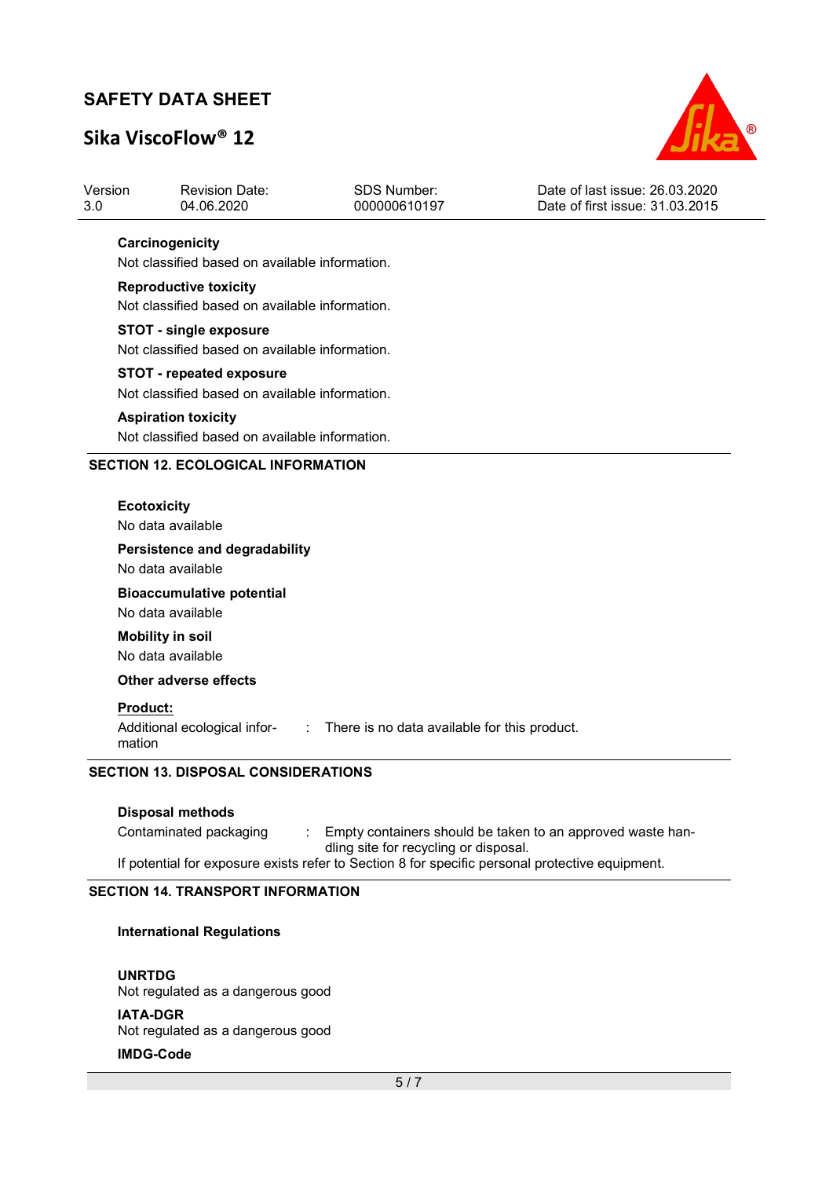**Carcinogenicity**

Not classified based on available information.

**Reproductive toxicity**

Not classified based on available information.

**STOT - single exposure**

Not classified based on available information.

**STOT - repeated exposure**

Not classified based on available information.

**Aspiration toxicity**

Not classified based on available information.

## SECTION 12. ECOLOGICAL INFORMATION

**Ecotoxicity**

No data available

**Persistence and degradability**

No data available

**Bioaccumulative potential**

No data available

**Mobility in soil**

No data available

**Other adverse effects**

**Product:**

Additional ecological information : There is no data available for this product.

## SECTION 13. DISPOSAL CONSIDERATIONS

**Disposal methods**

Contaminated packaging : Empty containers should be taken to an approved waste handling site for recycling or disposal.

If potential for exposure exists refer to Section 8 for specific personal protective equipment.

## SECTION 14. TRANSPORT INFORMATION

**International Regulations**

**UNRTDG**

Not regulated as a dangerous good

**IATA-DGR**

Not regulated as a dangerous good

**IMDG-Code**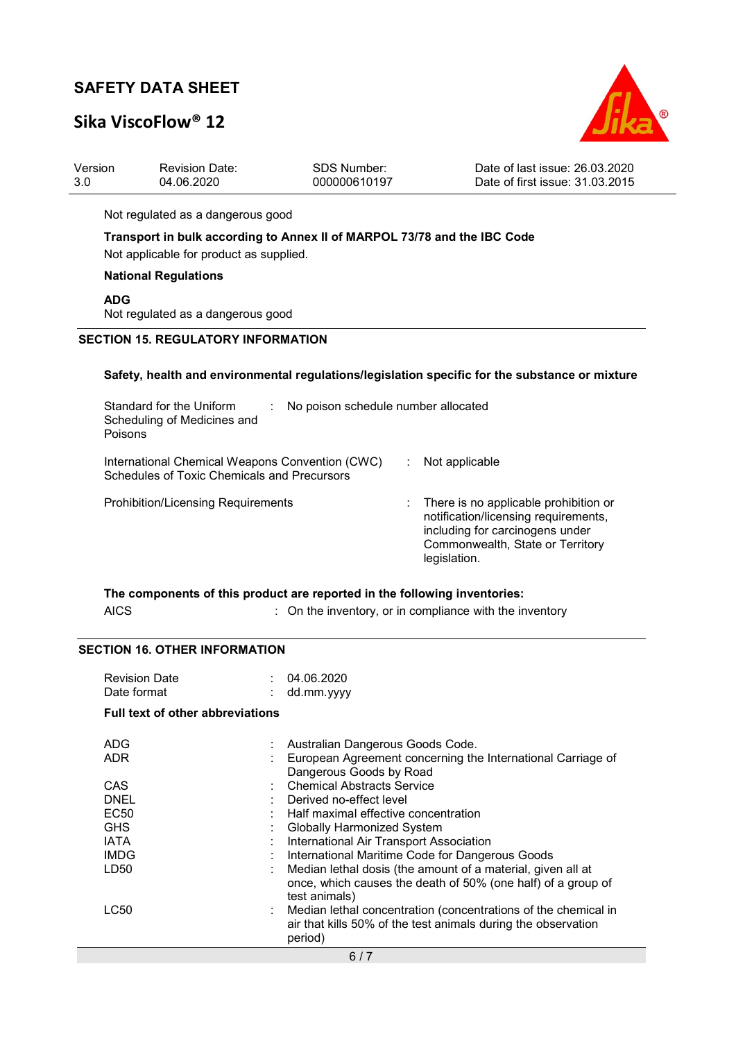Not regulated as a dangerous good

**Transport in bulk according to Annex II of MARPOL 73/78 and the IBC Code**

Not applicable for product as supplied.

**National Regulations**

**ADG**

Not regulated as a dangerous good

## SECTION 15. REGULATORY INFORMATION

**Safety, health and environmental regulations/legislation specific for the substance or mixture**

| | | |
|---|---|---|
| Standard for the Uniform Scheduling of Medicines and Poisons | : | No poison schedule number allocated |
| International Chemical Weapons Convention (CWC) Schedules of Toxic Chemicals and Precursors | : | Not applicable |
| Prohibition/Licensing Requirements | : | There is no applicable prohibition or notification/licensing requirements, including for carcinogens under Commonwealth, State or Territory legislation. |

**The components of this product are reported in the following inventories:**

AICS : On the inventory, or in compliance with the inventory

## SECTION 16. OTHER INFORMATION

| | | |
|---|---|---|
| Revision Date | : | 04.06.2020 |
| Date format | : | dd.mm.yyyy |

**Full text of other abbreviations**

| | | |
|---|---|---|
| ADG | : | Australian Dangerous Goods Code. |
| ADR | : | European Agreement concerning the International Carriage of Dangerous Goods by Road |
| CAS | : | Chemical Abstracts Service |
| DNEL | : | Derived no-effect level |
| EC50 | : | Half maximal effective concentration |
| GHS | : | Globally Harmonized System |
| IATA | : | International Air Transport Association |
| IMDG | : | International Maritime Code for Dangerous Goods |
| LD50 | : | Median lethal dosis (the amount of a material, given all at once, which causes the death of 50% (one half) of a group of test animals) |
| LC50 | : | Median lethal concentration (concentrations of the chemical in air that kills 50% of the test animals during the observation period) |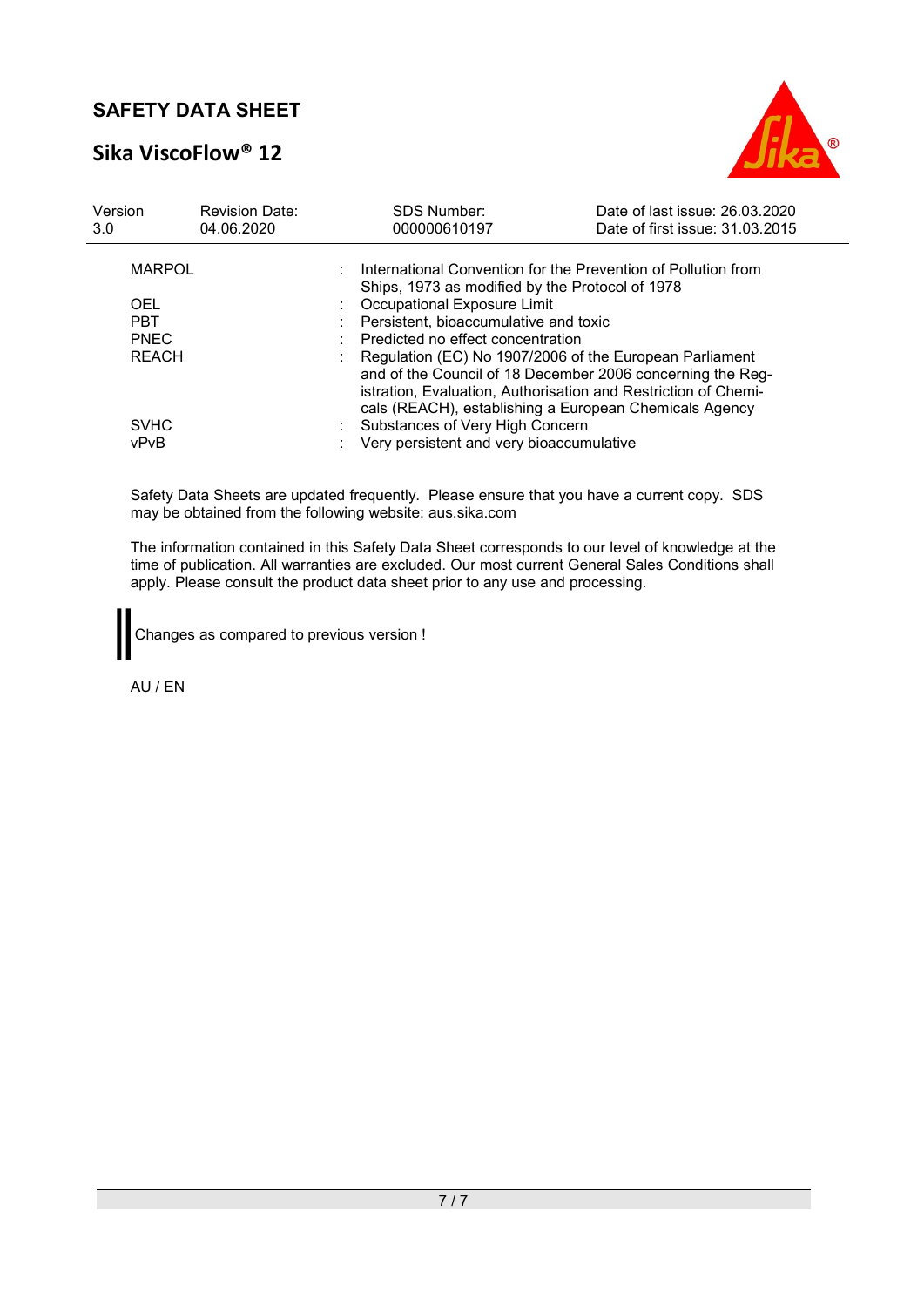| | | |
|---|---|---|
| MARPOL | : | International Convention for the Prevention of Pollution from Ships, 1973 as modified by the Protocol of 1978 |
| OEL | : | Occupational Exposure Limit |
| PBT | : | Persistent, bioaccumulative and toxic |
| PNEC | : | Predicted no effect concentration |
| REACH | : | Regulation (EC) No 1907/2006 of the European Parliament and of the Council of 18 December 2006 concerning the Registration, Evaluation, Authorisation and Restriction of Chemicals (REACH), establishing a European Chemicals Agency |
| SVHC | : | Substances of Very High Concern |
| vPvB | : | Very persistent and very bioaccumulative |

Safety Data Sheets are updated frequently. Please ensure that you have a current copy. SDS may be obtained from the following website: aus.sika.com

The information contained in this Safety Data Sheet corresponds to our level of knowledge at the time of publication. All warranties are excluded. Our most current General Sales Conditions shall apply. Please consult the product data sheet prior to any use and processing.

Changes as compared to previous version !

AU / EN